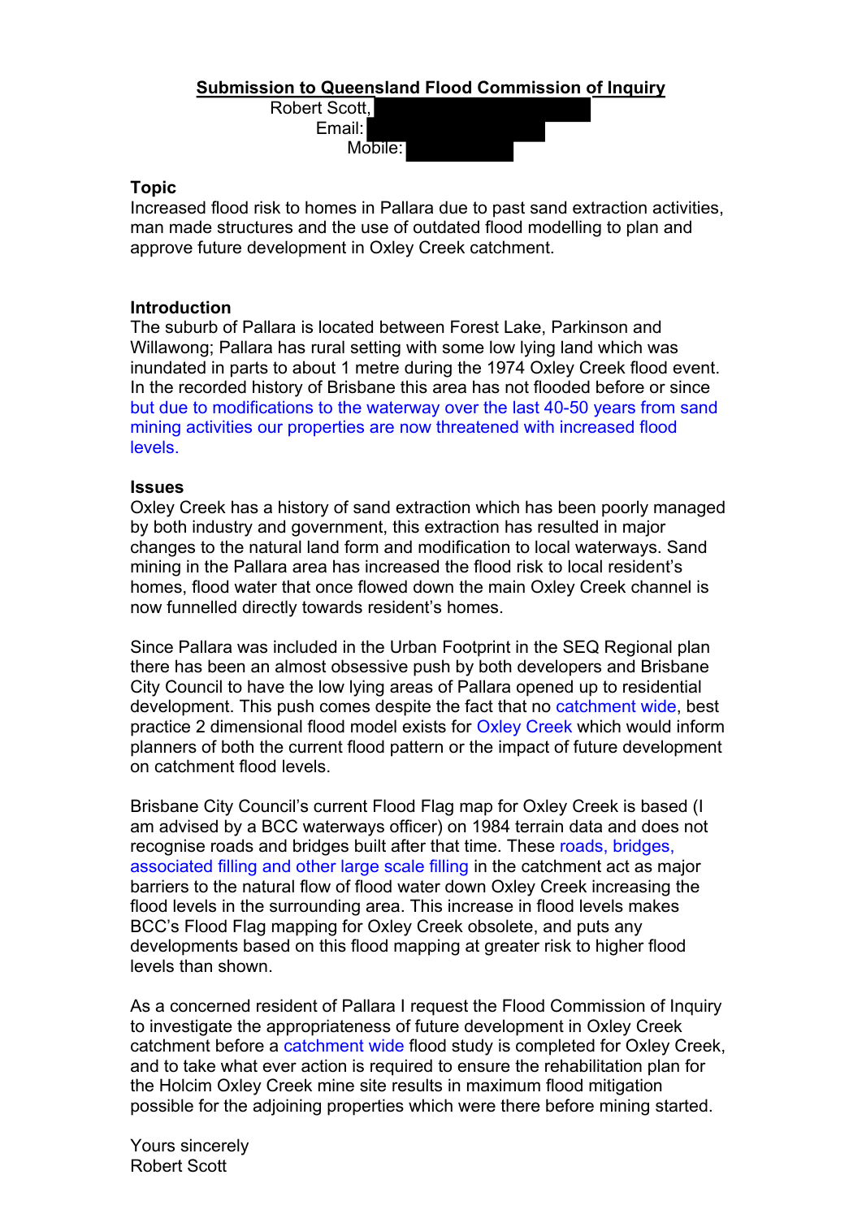# Submission to Queensland Flood Commission of Inquiry

Robert Scott,

Email:

Mobile:

**Topic**

Increased flood risk to homes in Pallara due to past sand extraction activities, man made structures and the use of outdated flood modelling to plan and approve future development in Oxley Creek catchment.

**Introduction**

The suburb of Pallara is located between Forest Lake, Parkinson and Willawong; Pallara has rural setting with some low lying land which was inundated in parts to about 1 metre during the 1974 Oxley Creek flood event. In the recorded history of Brisbane this area has not flooded before or since but due to modifications to the waterway over the last 40-50 years from sand mining activities our properties are now threatened with increased flood levels.

**Issues**

Oxley Creek has a history of sand extraction which has been poorly managed by both industry and government, this extraction has resulted in major changes to the natural land form and modification to local waterways. Sand mining in the Pallara area has increased the flood risk to local resident's homes, flood water that once flowed down the main Oxley Creek channel is now funnelled directly towards resident's homes.

Since Pallara was included in the Urban Footprint in the SEQ Regional plan there has been an almost obsessive push by both developers and Brisbane City Council to have the low lying areas of Pallara opened up to residential development. This push comes despite the fact that no catchment wide, best practice 2 dimensional flood model exists for Oxley Creek which would inform planners of both the current flood pattern or the impact of future development on catchment flood levels.

Brisbane City Council's current Flood Flag map for Oxley Creek is based (I am advised by a BCC waterways officer) on 1984 terrain data and does not recognise roads and bridges built after that time. These roads, bridges, associated filling and other large scale filling in the catchment act as major barriers to the natural flow of flood water down Oxley Creek increasing the flood levels in the surrounding area. This increase in flood levels makes BCC's Flood Flag mapping for Oxley Creek obsolete, and puts any developments based on this flood mapping at greater risk to higher flood levels than shown.

As a concerned resident of Pallara I request the Flood Commission of Inquiry to investigate the appropriateness of future development in Oxley Creek catchment before a catchment wide flood study is completed for Oxley Creek, and to take what ever action is required to ensure the rehabilitation plan for the Holcim Oxley Creek mine site results in maximum flood mitigation possible for the adjoining properties which were there before mining started.

Yours sincerely

Robert Scott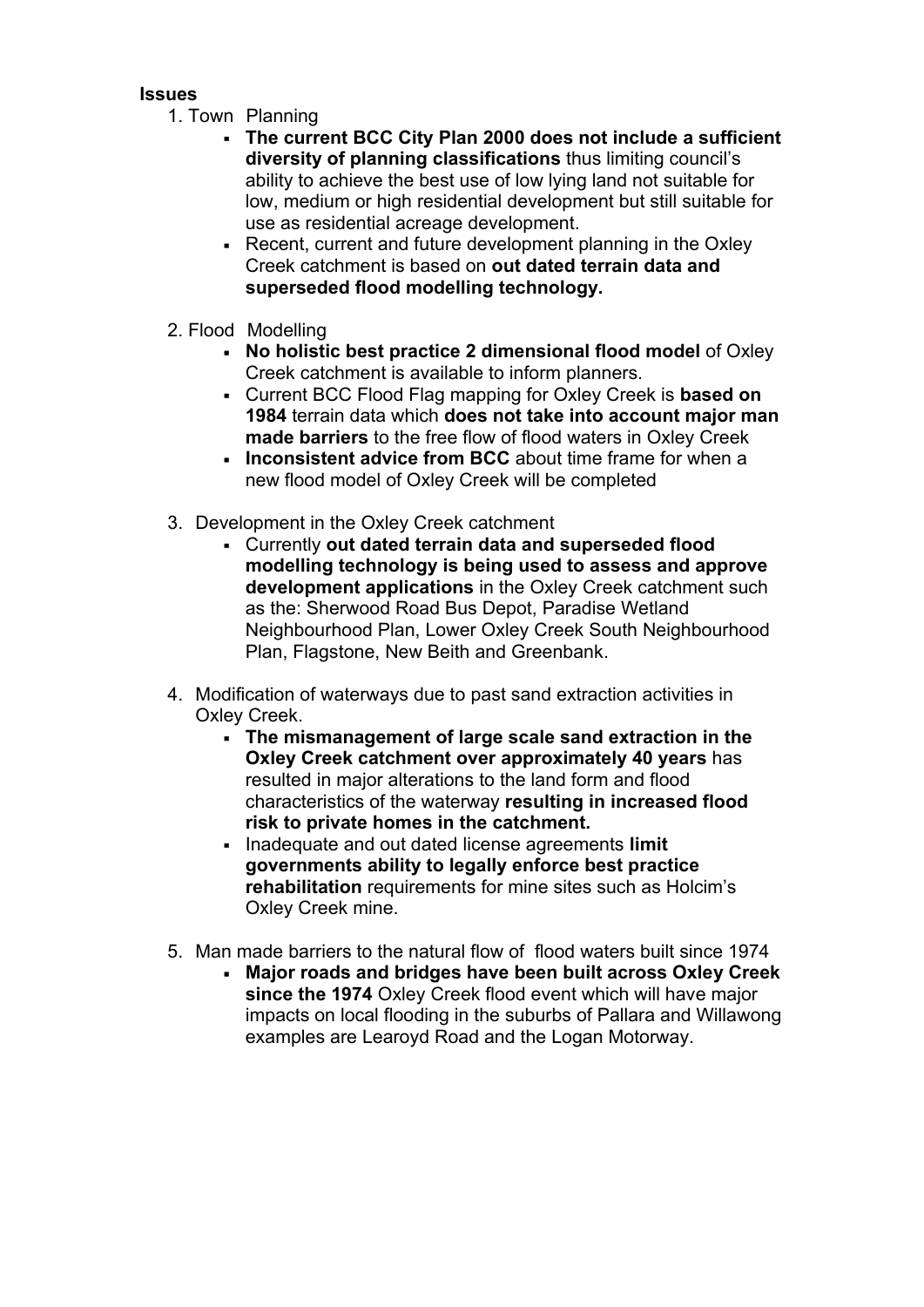**Issues**

1. Town Planning
   - **The current BCC City Plan 2000 does not include a sufficient diversity of planning classifications** thus limiting council's ability to achieve the best use of low lying land not suitable for low, medium or high residential development but still suitable for use as residential acreage development.
   - Recent, current and future development planning in the Oxley Creek catchment is based on **out dated terrain data and superseded flood modelling technology.**

2. Flood Modelling
   - **No holistic best practice 2 dimensional flood model** of Oxley Creek catchment is available to inform planners.
   - Current BCC Flood Flag mapping for Oxley Creek is **based on 1984** terrain data which **does not take into account major man made barriers** to the free flow of flood waters in Oxley Creek
   - **Inconsistent advice from BCC** about time frame for when a new flood model of Oxley Creek will be completed

3. Development in the Oxley Creek catchment
   - Currently **out dated terrain data and superseded flood modelling technology is being used to assess and approve development applications** in the Oxley Creek catchment such as the: Sherwood Road Bus Depot, Paradise Wetland Neighbourhood Plan, Lower Oxley Creek South Neighbourhood Plan, Flagstone, New Beith and Greenbank.

4. Modification of waterways due to past sand extraction activities in Oxley Creek.
   - **The mismanagement of large scale sand extraction in the Oxley Creek catchment over approximately 40 years** has resulted in major alterations to the land form and flood characteristics of the waterway **resulting in increased flood risk to private homes in the catchment.**
   - Inadequate and out dated license agreements **limit governments ability to legally enforce best practice rehabilitation** requirements for mine sites such as Holcim's Oxley Creek mine.

5. Man made barriers to the natural flow of flood waters built since 1974
   - **Major roads and bridges have been built across Oxley Creek since the 1974** Oxley Creek flood event which will have major impacts on local flooding in the suburbs of Pallara and Willawong examples are Learoyd Road and the Logan Motorway.